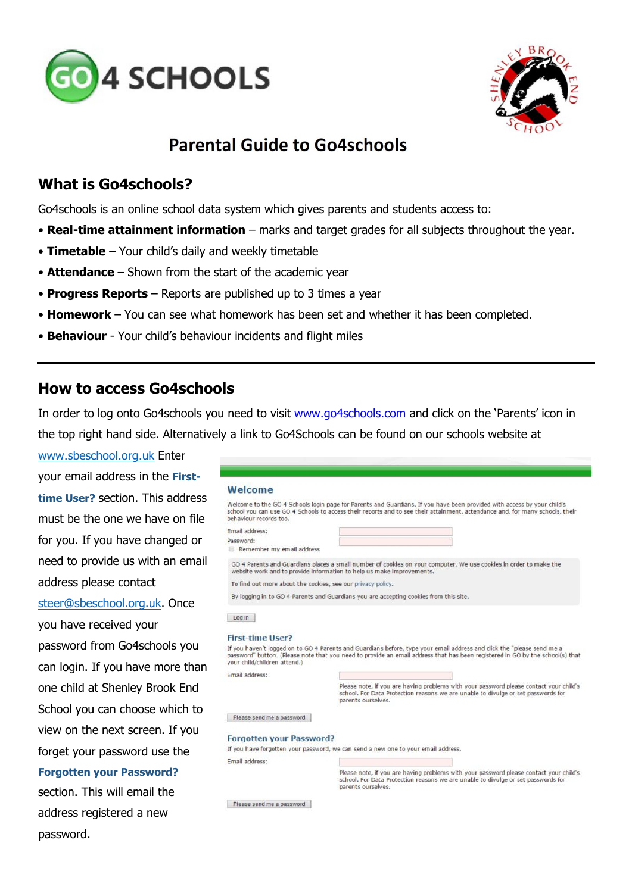# Parental Guide to Go4schools

## What is Go4schools?

Go4schools is an online school data system which gives parents and students access to:

- **Real-time attainment information** – marks and target grades for all subjects throughout the year.
- **Timetable** – Your child's daily and weekly timetable
- **Attendance** – Shown from the start of the academic year
- **Progress Reports** – Reports are published up to 3 times a year
- **Homework** – You can see what homework has been set and whether it has been completed.
- **Behaviour** - Your child's behaviour incidents and flight miles

---

## How to access Go4schools

In order to log onto Go4schools you need to visit www.go4schools.com and click on the 'Parents' icon in the top right hand side. Alternatively a link to Go4Schools can be found on our schools website at www.sbeschool.org.uk Enter your email address in the **First-time User?** section. This address must be the one we have on file for you. If you have changed or need to provide us with an email address please contact steer@sbeschool.org.uk. Once you have received your password from Go4schools you can login. If you have more than one child at Shenley Brook End School you can choose which to view on the next screen. If you forget your password use the **Forgotten your Password?** section. This will email the address registered a new password.

**Welcome**

Welcome to the GO 4 Schools login page for Parents and Guardians. If you have been provided with access by your child's school you can use GO 4 Schools to access their reports and to see their attainment, attendance and, for many schools, their behaviour records too.

Email address:

Password:

Remember my email address

GO 4 Parents and Guardians places a small number of cookies on your computer. We use cookies in order to make the website work and to provide information to help us make improvements.

To find out more about the cookies, see our privacy policy.

By logging in to GO 4 Parents and Guardians you are accepting cookies from this site.

Log in

**First-time User?**

If you haven't logged on to GO 4 Parents and Guardians before, type your email address and click the "please send me a password" button. (Please note that you need to provide an email address that has been registered in GO by the school(s) that your child/children attend.)

Email address:

Please note, if you are having problems with your password please contact your child's school. For Data Protection reasons we are unable to divulge or set passwords for parents ourselves.

Please send me a password

**Forgotten your Password?**

If you have forgotten your password, we can send a new one to your email address.

Email address:

Please note, if you are having problems with your password please contact your child's school. For Data Protection reasons we are unable to divulge or set passwords for parents ourselves.

Please send me a password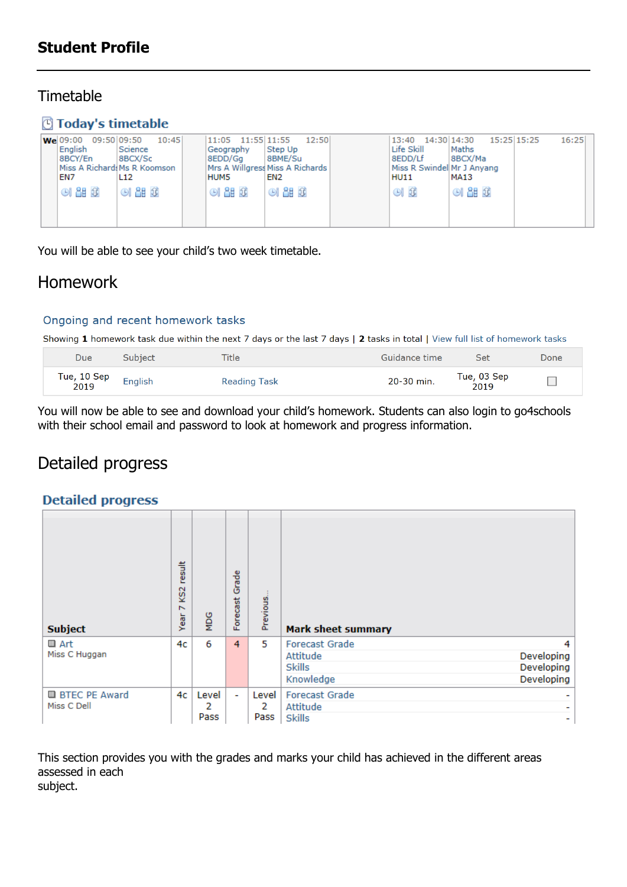# Student Profile

## Timetable

### Today's timetable

| We | 09:00 09:50 | 09:50 10:45 | | 11:05 11:55 | 11:55 12:50 | | 13:40 14:30 | 14:30 15:25 | 15:25 16:25 |
|---|---|---|---|---|---|---|---|---|---|
| | English<br>8BCY/En<br>Miss A Richards<br>EN7 | Science<br>8BCX/Sc<br>Ms R Koomson<br>L12 | | Geography<br>8EDD/Gg<br>Mrs A Willgress<br>HUM5 | Step Up<br>8BME/Su<br>Miss A Richards<br>EN2 | | Life Skill<br>8EDD/Lf<br>Miss R Swindel<br>HU11 | Maths<br>8BCX/Ma<br>Mr J Anyang<br>MA13 | |

You will be able to see your child's two week timetable.

## Homework

### Ongoing and recent homework tasks

Showing **1** homework task due within the next 7 days or the last 7 days | **2** tasks in total | View full list of homework tasks

| Due | Subject | Title | Guidance time | Set | Done |
|---|---|---|---|---|---|
| Tue, 10 Sep 2019 | English | Reading Task | 20-30 min. | Tue, 03 Sep 2019 | ☐ |

You will now be able to see and download your child's homework. Students can also login to go4schools with their school email and password to look at homework and progress information.

## Detailed progress

### Detailed progress

| Subject | Year 7 KS2 result | MDG | Forecast Grade | Previous... | Mark sheet summary | |
|---|---|---|---|---|---|---|
| Art<br>Miss C Huggan | 4c | 6 | 4 | 5 | Forecast Grade<br>Attitude<br>Skills<br>Knowledge | 4<br>Developing<br>Developing<br>Developing |
| BTEC PE Award<br>Miss C Dell | 4c | Level 2 Pass | - | Level 2 Pass | Forecast Grade<br>Attitude<br>Skills | -<br>-<br>- |

This section provides you with the grades and marks your child has achieved in the different areas assessed in each subject.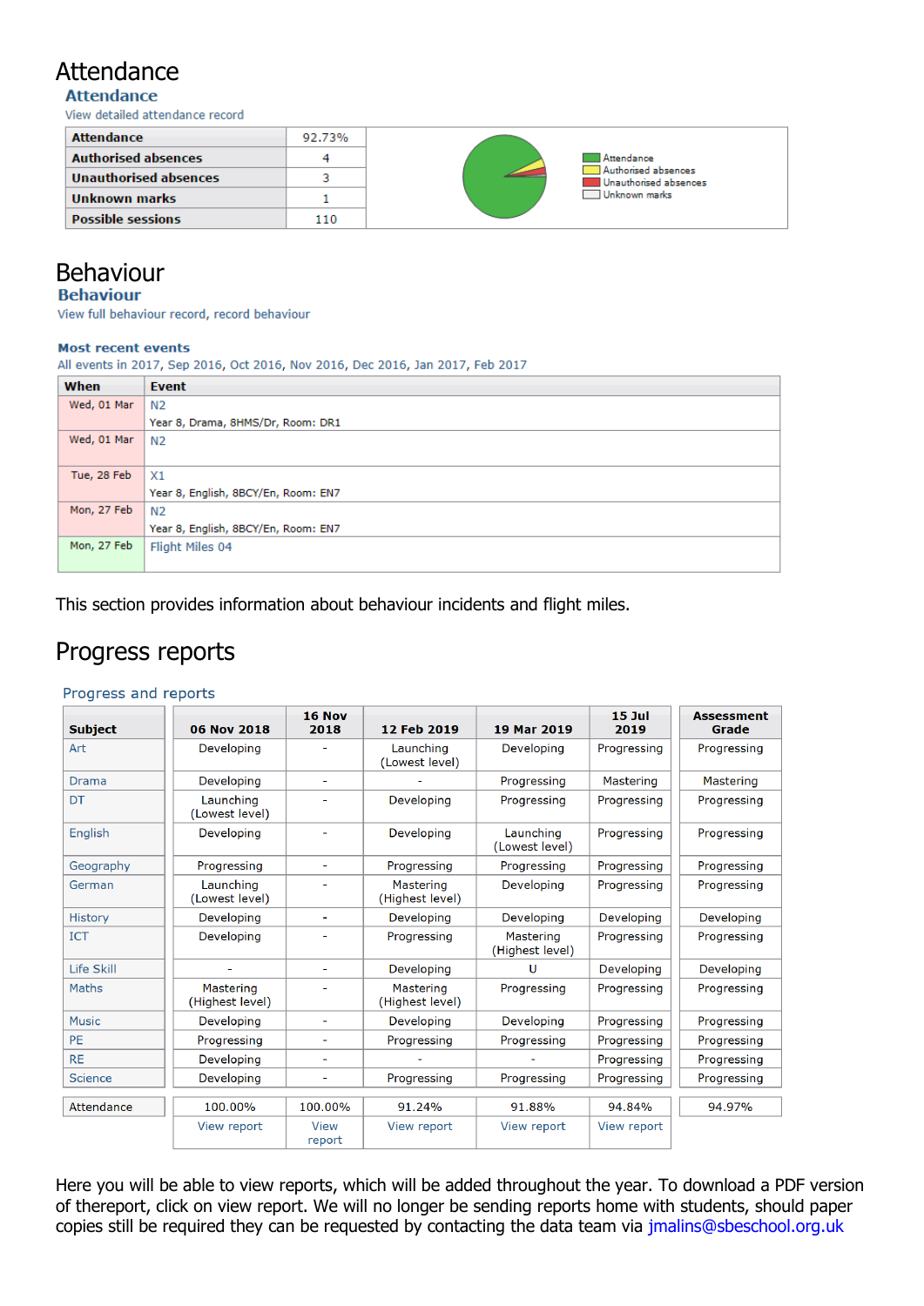# Attendance

## Attendance

View detailed attendance record

| | |
|---|---|
| **Attendance** | 92.73% |
| **Authorised absences** | 4 |
| **Unauthorised absences** | 3 |
| **Unknown marks** | 1 |
| **Possible sessions** | 110 |

Attendance
Authorised absences
Unauthorised absences
Unknown marks

# Behaviour

## Behaviour

View full behaviour record, record behaviour

### Most recent events

All events in 2017, Sep 2016, Oct 2016, Nov 2016, Dec 2016, Jan 2017, Feb 2017

| When | Event |
|---|---|
| Wed, 01 Mar | N2<br>Year 8, Drama, 8HMS/Dr, Room: DR1 |
| Wed, 01 Mar | N2 |
| Tue, 28 Feb | X1<br>Year 8, English, 8BCY/En, Room: EN7 |
| Mon, 27 Feb | N2<br>Year 8, English, 8BCY/En, Room: EN7 |
| Mon, 27 Feb | Flight Miles 04 |

This section provides information about behaviour incidents and flight miles.

# Progress reports

## Progress and reports

| Subject | 06 Nov 2018 | 16 Nov 2018 | 12 Feb 2019 | 19 Mar 2019 | 15 Jul 2019 | Assessment Grade |
|---|---|---|---|---|---|---|
| Art | Developing | - | Launching (Lowest level) | Developing | Progressing | Progressing |
| Drama | Developing | - | - | Progressing | Mastering | Mastering |
| DT | Launching (Lowest level) | - | Developing | Progressing | Progressing | Progressing |
| English | Developing | - | Developing | Launching (Lowest level) | Progressing | Progressing |
| Geography | Progressing | - | Progressing | Progressing | Progressing | Progressing |
| German | Launching (Lowest level) | - | Mastering (Highest level) | Developing | Progressing | Progressing |
| History | Developing | - | Developing | Developing | Developing | Developing |
| ICT | Developing | - | Progressing | Mastering (Highest level) | Progressing | Progressing |
| Life Skill | - | - | Developing | U | Developing | Developing |
| Maths | Mastering (Highest level) | - | Mastering (Highest level) | Progressing | Progressing | Progressing |
| Music | Developing | - | Developing | Developing | Progressing | Progressing |
| PE | Progressing | - | Progressing | Progressing | Progressing | Progressing |
| RE | Developing | - | - | - | Progressing | Progressing |
| Science | Developing | - | Progressing | Progressing | Progressing | Progressing |
| Attendance | 100.00% | 100.00% | 91.24% | 91.88% | 94.84% | 94.97% |
| | View report | View report | View report | View report | View report | |

Here you will be able to view reports, which will be added throughout the year. To download a PDF version of thereport, click on view report. We will no longer be sending reports home with students, should paper copies still be required they can be requested by contacting the data team via jmalins@sbeschool.org.uk